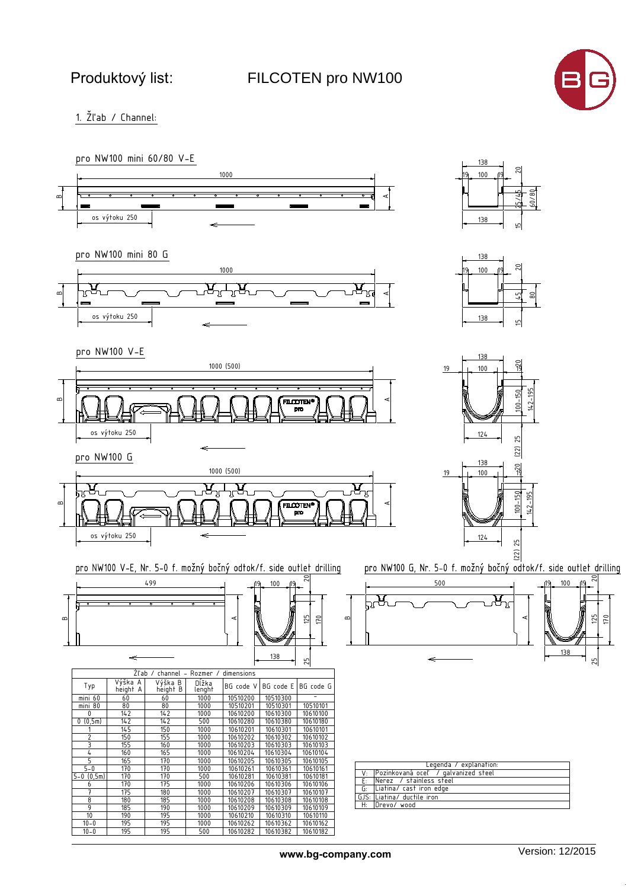# Produktový list: FILCOTEN pro NW100

## 1. Žľab / Channel:

pro NW100 mini 60/80 V-E

1000

os výtoku 250

138 | 19 | 100 | 19 | 20 | 35/45 | 60/80 | 138 | 15

pro NW100 mini 80 G

1000

os výtoku 250

138 | 19 | 100 | 19 | 20 | 45 | 80 | 138 | 15

pro NW100 V-E

1000 (500)

os výtoku 250

138 | 19 | 100 | 20 | 100-150 | 142-195 | 124 | (22) 25

pro NW100 G

1000 (500)

os výtoku 250

138 | 19 | 100 | 20 | 100-150 | 142-195 | 124 | (22) 25

pro NW100 V-E, Nr. 5-0 f. možný bočný odtok/f. side outlet drilling

499

19 | 100 | 19 | 20 | 125 | 170 | 138 | 25

pro NW100 G, Nr. 5-0 f. možný bočný odtok/f. side outlet drilling

500

19 | 100 | 19 | 20 | 125 | 170 | 138 | 25

| Žľab / channel - Rozmer / dimensions | | | | | | |
|---|---|---|---|---|---|---|
| Typ | Výška A height A | Výška B height B | Dĺžka lenght | BG code V | BG code E | BG code G |
| mini 60 | 60 | 60 | 1000 | 10510200 | 10510300 | - |
| mini 80 | 80 | 80 | 1000 | 10510201 | 10510301 | 10510101 |
| 0 | 142 | 142 | 1000 | 10610200 | 10610300 | 10610100 |
| 0 (0,5m) | 142 | 142 | 500 | 10610280 | 10610380 | 10610180 |
| 1 | 145 | 150 | 1000 | 10610201 | 10610301 | 10610101 |
| 2 | 150 | 155 | 1000 | 10610202 | 10610302 | 10610102 |
| 3 | 155 | 160 | 1000 | 10610203 | 10610303 | 10610103 |
| 4 | 160 | 165 | 1000 | 10610204 | 10610304 | 10610104 |
| 5 | 165 | 170 | 1000 | 10610205 | 10610305 | 10610105 |
| 5-0 | 170 | 170 | 1000 | 10610261 | 10610361 | 10610161 |
| 5-0 (0,5m) | 170 | 170 | 500 | 10610281 | 10610381 | 10610181 |
| 6 | 170 | 175 | 1000 | 10610206 | 10610306 | 10610106 |
| 7 | 175 | 180 | 1000 | 10610207 | 10610307 | 10610107 |
| 8 | 180 | 185 | 1000 | 10610208 | 10610308 | 10610108 |
| 9 | 185 | 190 | 1000 | 10610209 | 10610309 | 10610109 |
| 10 | 190 | 195 | 1000 | 10610210 | 10610310 | 10610110 |
| 10-0 | 195 | 195 | 1000 | 10610262 | 10610362 | 10610162 |
| 10-0 | 195 | 195 | 500 | 10610282 | 10610382 | 10610182 |

| Legenda / explanation: | |
|---|---|
| V: | Pozinkovaná oceľ / galvanized steel |
| E: | Nerez / stainless steel |
| G: | Liatina/ cast iron edge |
| GJS: | Liatina/ ductile iron |
| H: | Drevo/ wood |

**www.bg-company.com**

Version: 12/2015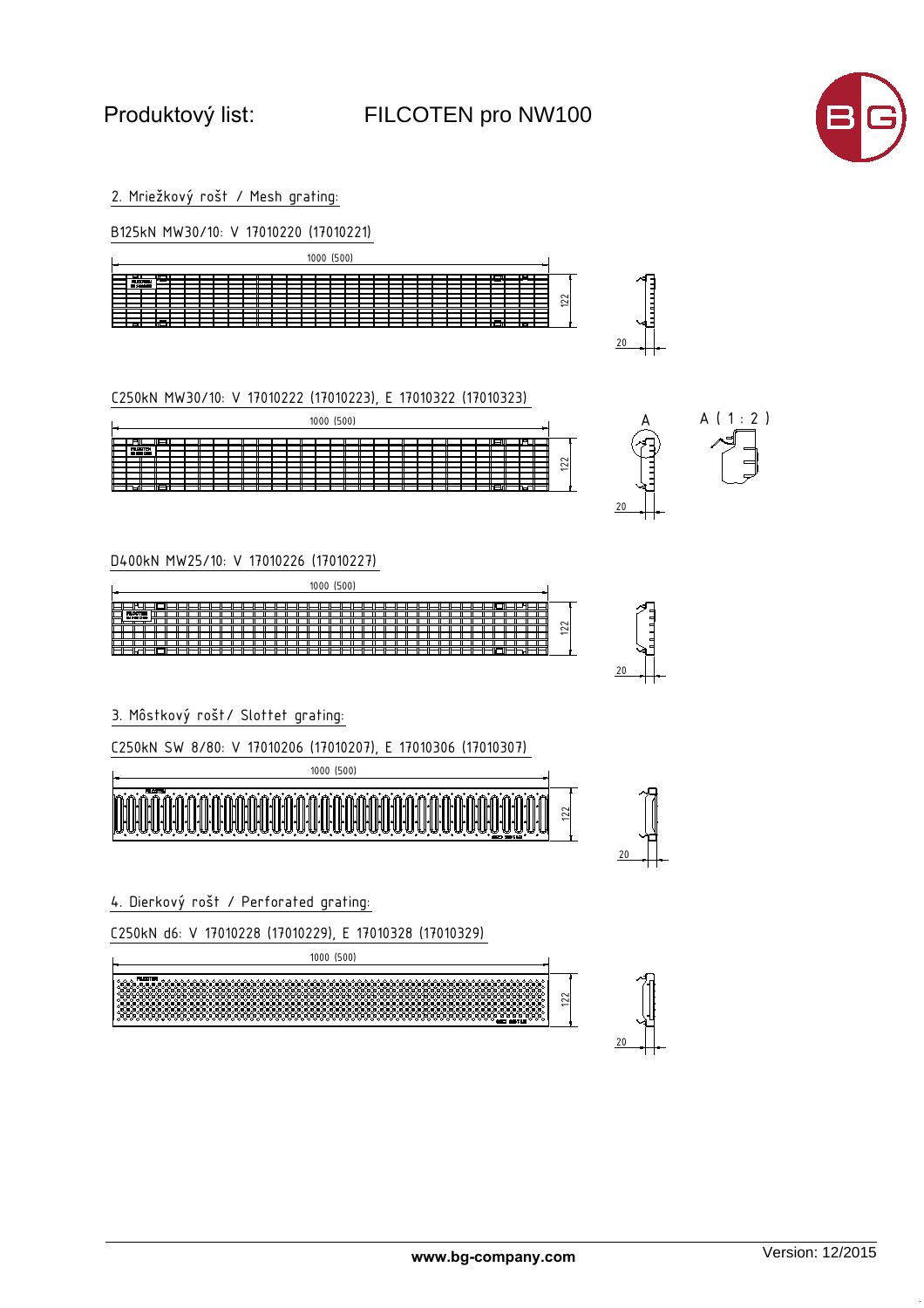# Produktový list: FILCOTEN pro NW100

## 2. Mriežkový rošt / Mesh grating:

B125kN MW30/10: V 17010220 (17010221)

1000 (500)

122

20

C250kN MW30/10: V 17010222 (17010223), E 17010322 (17010323)

1000 (500)

122

A

A ( 1 : 2 )

20

D400kN MW25/10: V 17010226 (17010227)

1000 (500)

122

20

## 3. Môstkový rošt/ Slottet grating:

C250kN SW 8/80: V 17010206 (17010207), E 17010306 (17010307)

1000 (500)

122

20

## 4. Dierkový rošt / Perforated grating:

C250kN d6: V 17010228 (17010229), E 17010328 (17010329)

1000 (500)

122

20

www.bg-company.com

Version: 12/2015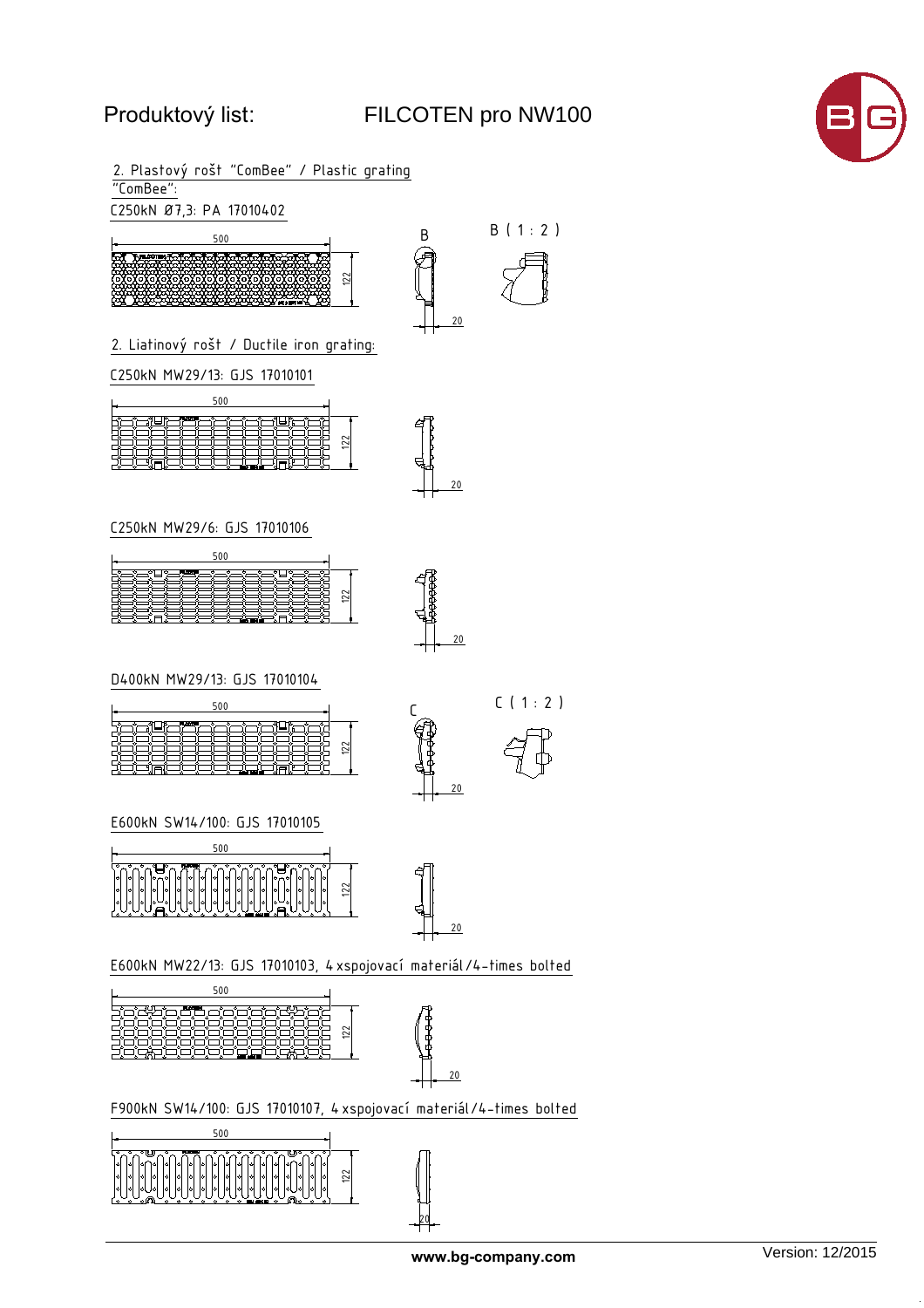# Produktový list: FILCOTEN pro NW100

2. Plastový rošt "ComBee" / Plastic grating "ComBee":

C250kN Ø7,3: PA 17010402

500 / 122 / 20

B ( 1 : 2 )

2. Liatinový rošt / Ductile iron grating:

C250kN MW29/13: GJS 17010101

500 / 122 / 20

C250kN MW29/6: GJS 17010106

500 / 122 / 20

D400kN MW29/13: GJS 17010104

500 / 122 / 20

C ( 1 : 2 )

E600kN SW14/100: GJS 17010105

500 / 122 / 20

E600kN MW22/13: GJS 17010103, 4 xspojovací materiál/4-times bolted

500 / 122 / 20

F900kN SW14/100: GJS 17010107, 4 xspojovací materiál/4-times bolted

500 / 122 / 20

www.bg-company.com

Version: 12/2015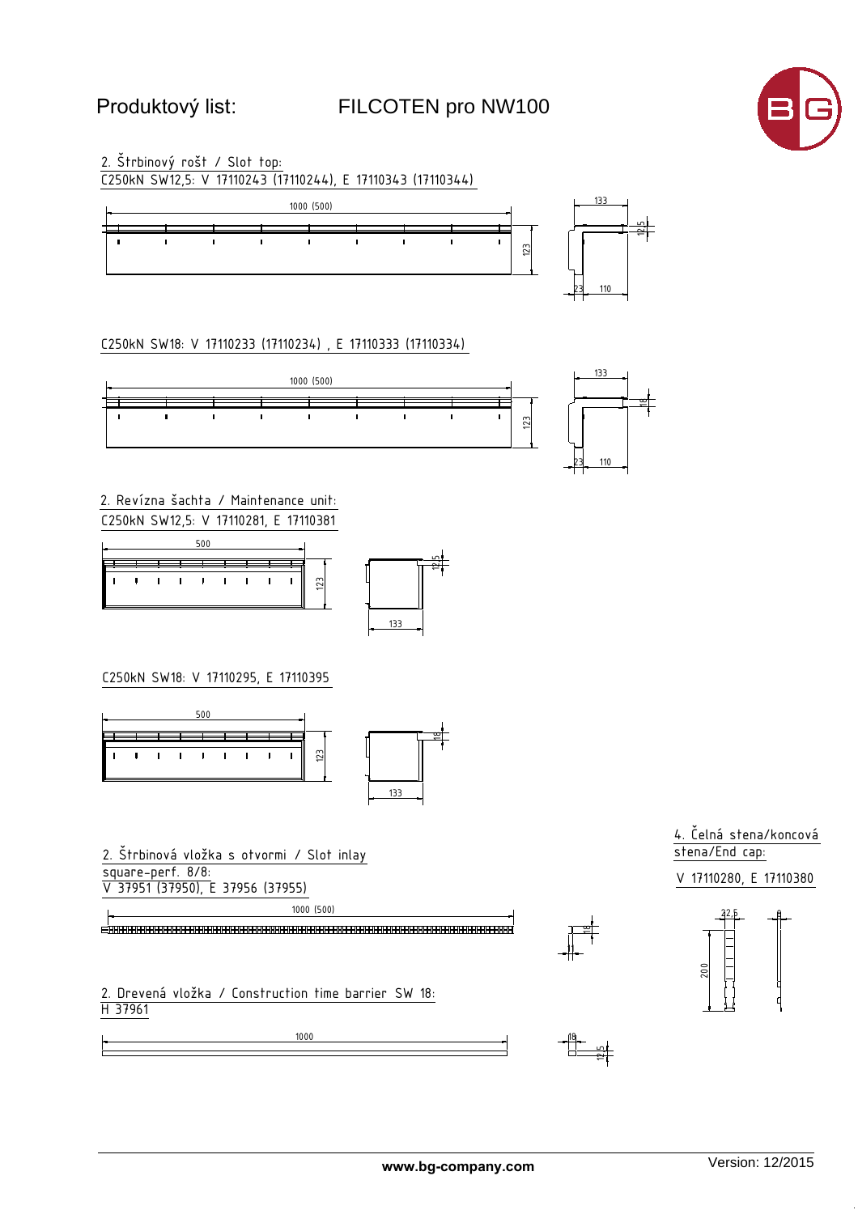# Produktový list: FILCOTEN pro NW100

2. Štrbinový rošt / Slot top:

C250kN SW12,5: V 17110243 (17110244), E 17110343 (17110344)

1000 (500)

123

133

12,5

23 110

C250kN SW18: V 17110233 (17110234) , E 17110333 (17110334)

1000 (500)

123

133

18

23 110

2. Revízna šachta / Maintenance unit:

C250kN SW12,5: V 17110281, E 17110381

500

123

12,5

133

C250kN SW18: V 17110295, E 17110395

500

123

18

133

2. Štrbinová vložka s otvormi / Slot inlay square-perf. 8/8:

V 37951 (37950), E 37956 (37955)

1000 (500)

18

11

2. Drevená vložka / Construction time barrier SW 18:

H 37961

1000

18

12,5

4. Čelná stena/koncová stena/End cap:

V 17110280, E 17110380

22,5

8

200

www.bg-company.com

Version: 12/2015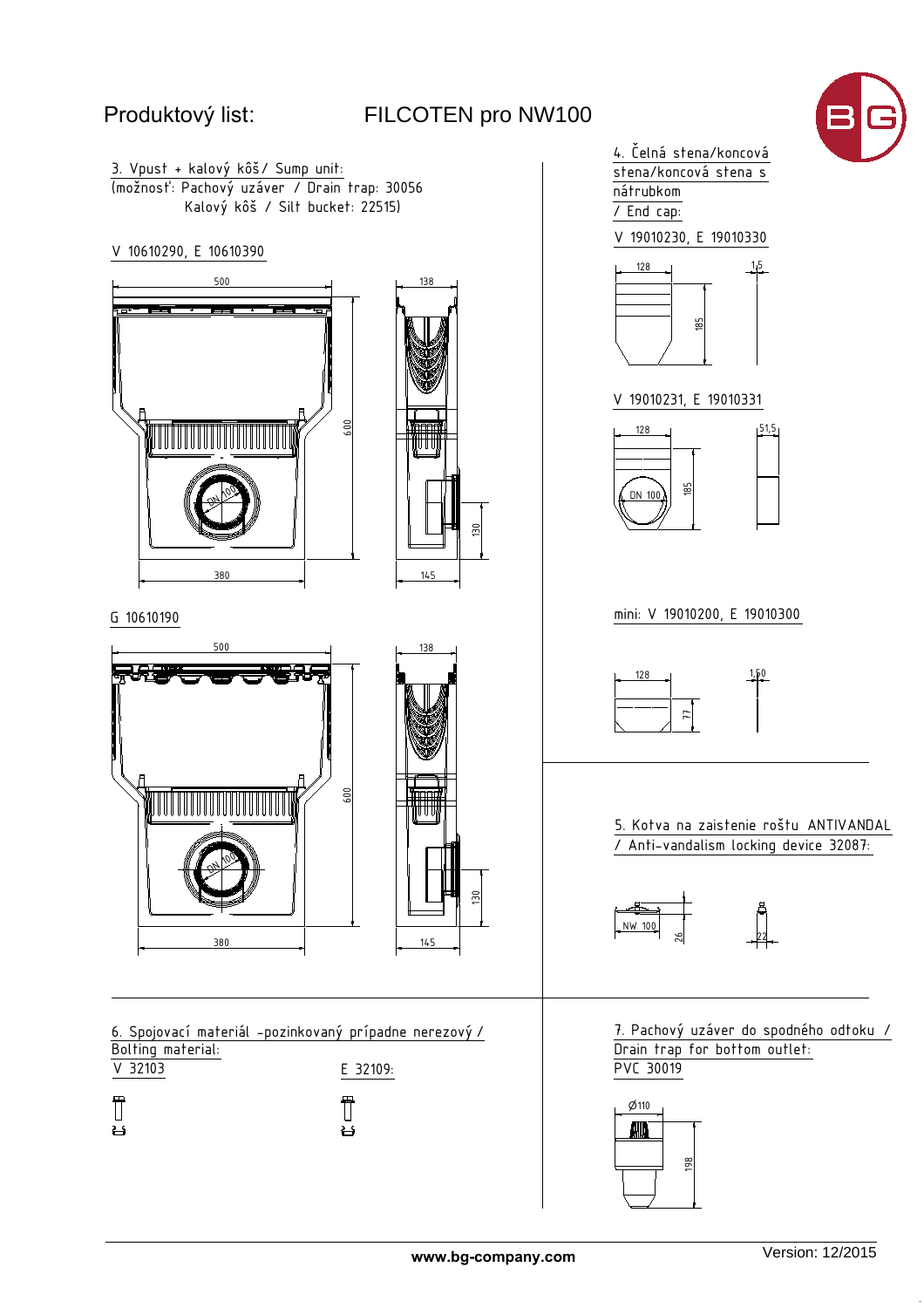# Produktový list: FILCOTEN pro NW100

3. Vpust + kalový kôš / Sump unit:
(možnosť: Pachový uzáver / Drain trap: 30056
Kalový kôš / Silt bucket: 22515)

V 10610290, E 10610390

500
138
600
130
380
145
DN 100

G 10610190

500
138
600
130
380
145
DN 100

4. Čelná stena/koncová stena/koncová stena s nátrubkom / End cap:

V 19010230, E 19010330

128
185
1,5

V 19010231, E 19010331

128
DN 100
185
51,5

mini: V 19010200, E 19010300

128
77
1,50

5. Kotva na zaistenie roštu ANTIVANDAL / Anti-vandalism locking device 32087:

NW 100
26
22

6. Spojovací materiál -pozinkovaný prípadne nerezový / Bolting material:

V 32103

E 32109:

7. Pachový uzáver do spodného odtoku / Drain trap for bottom outlet:
PVC 30019

Ø110
198

www.bg-company.com

Version: 12/2015